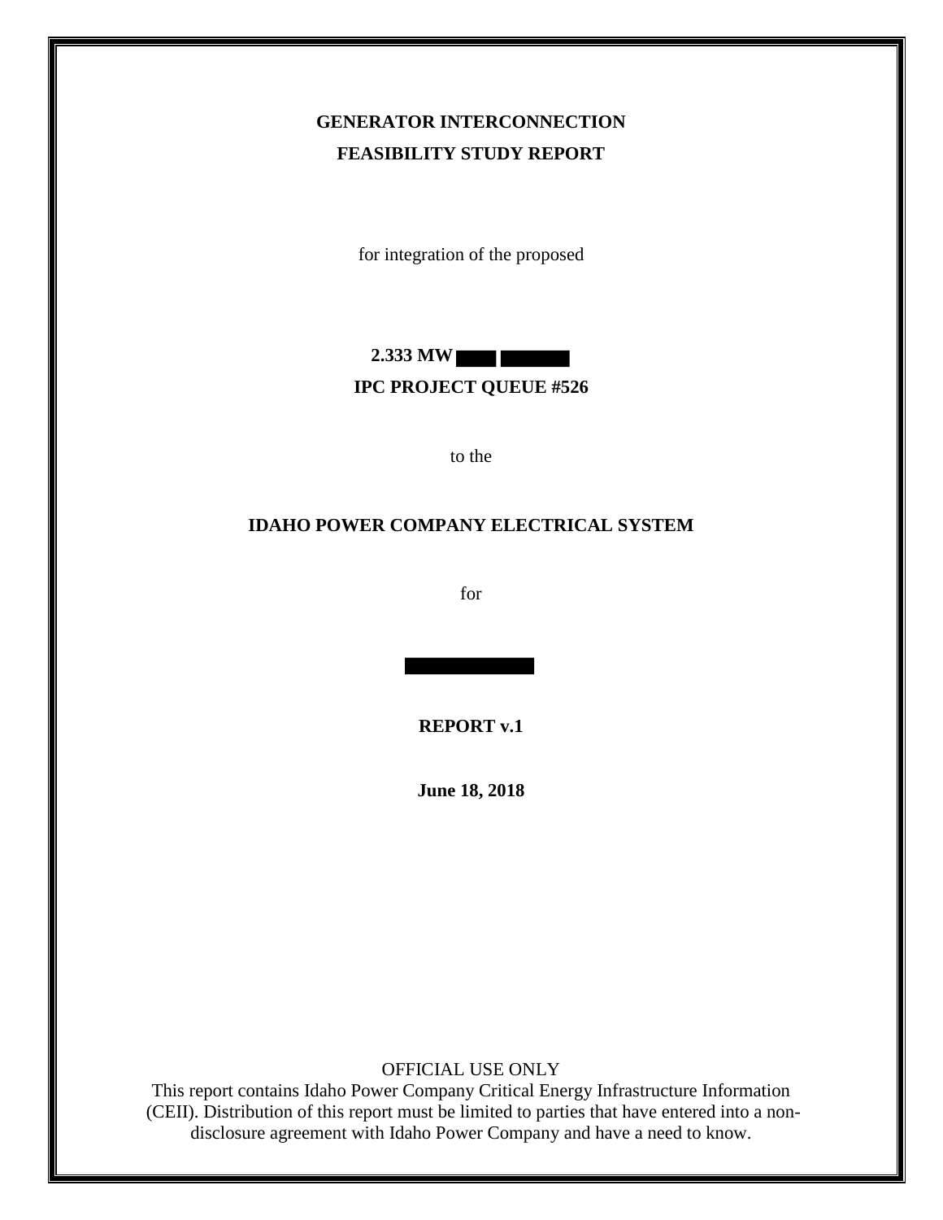**GENERATOR INTERCONNECTION**

**FEASIBILITY STUDY REPORT**

for integration of the proposed

**2.333 MW ████ ██████**

**IPC PROJECT QUEUE #526**

to the

**IDAHO POWER COMPANY ELECTRICAL SYSTEM**

for

████████████

**REPORT v.1**

**June 18, 2018**

OFFICIAL USE ONLY

This report contains Idaho Power Company Critical Energy Infrastructure Information (CEII). Distribution of this report must be limited to parties that have entered into a non-disclosure agreement with Idaho Power Company and have a need to know.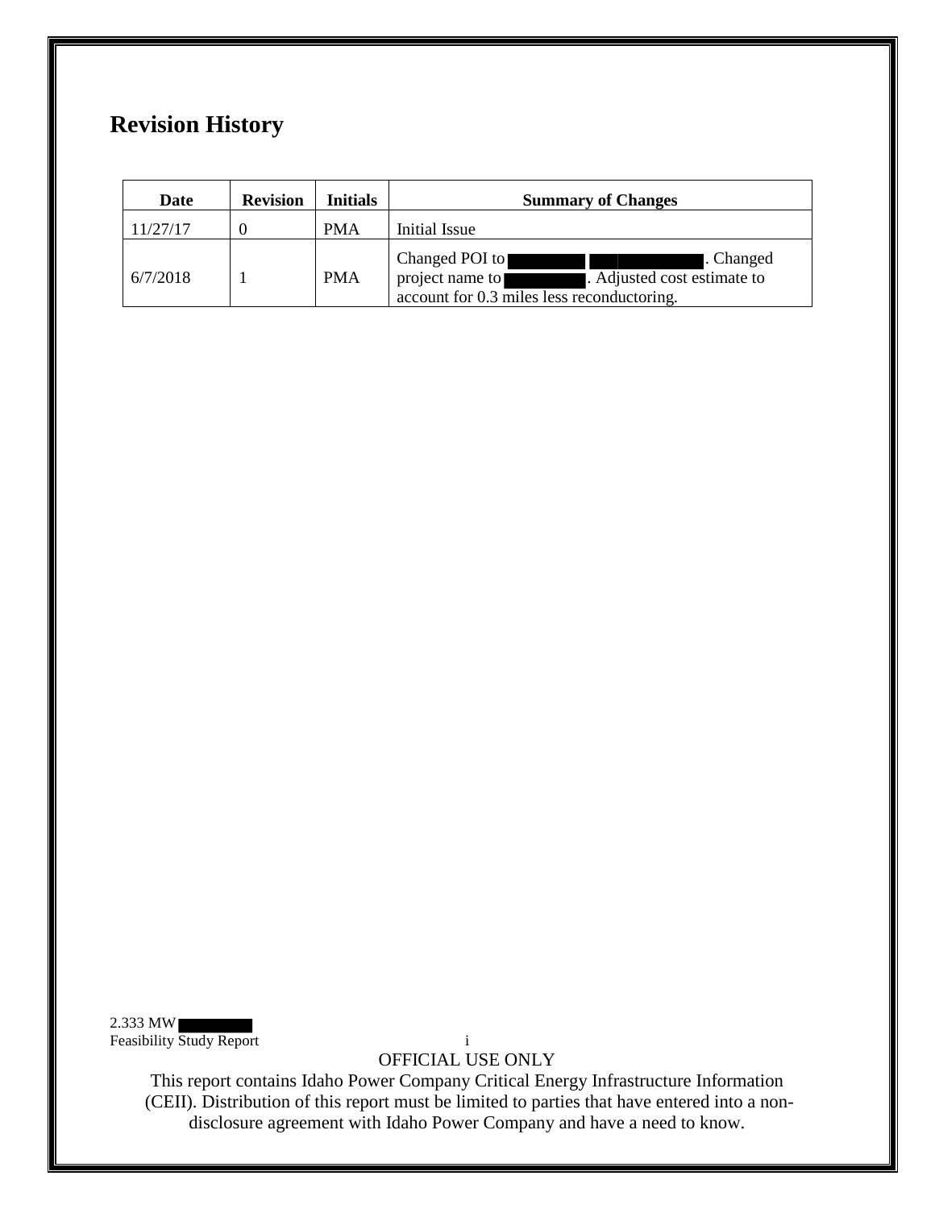## Revision History

| Date | Revision | Initials | Summary of Changes |
|---|---|---|---|
| 11/27/17 | 0 | PMA | Initial Issue |
| 6/7/2018 | 1 | PMA | Changed POI to [REDACTED]. Changed project name to [REDACTED]. Adjusted cost estimate to account for 0.3 miles less reconductoring. |

2.333 MW [REDACTED]
Feasibility Study Report

OFFICIAL USE ONLY

This report contains Idaho Power Company Critical Energy Infrastructure Information (CEII). Distribution of this report must be limited to parties that have entered into a non-disclosure agreement with Idaho Power Company and have a need to know.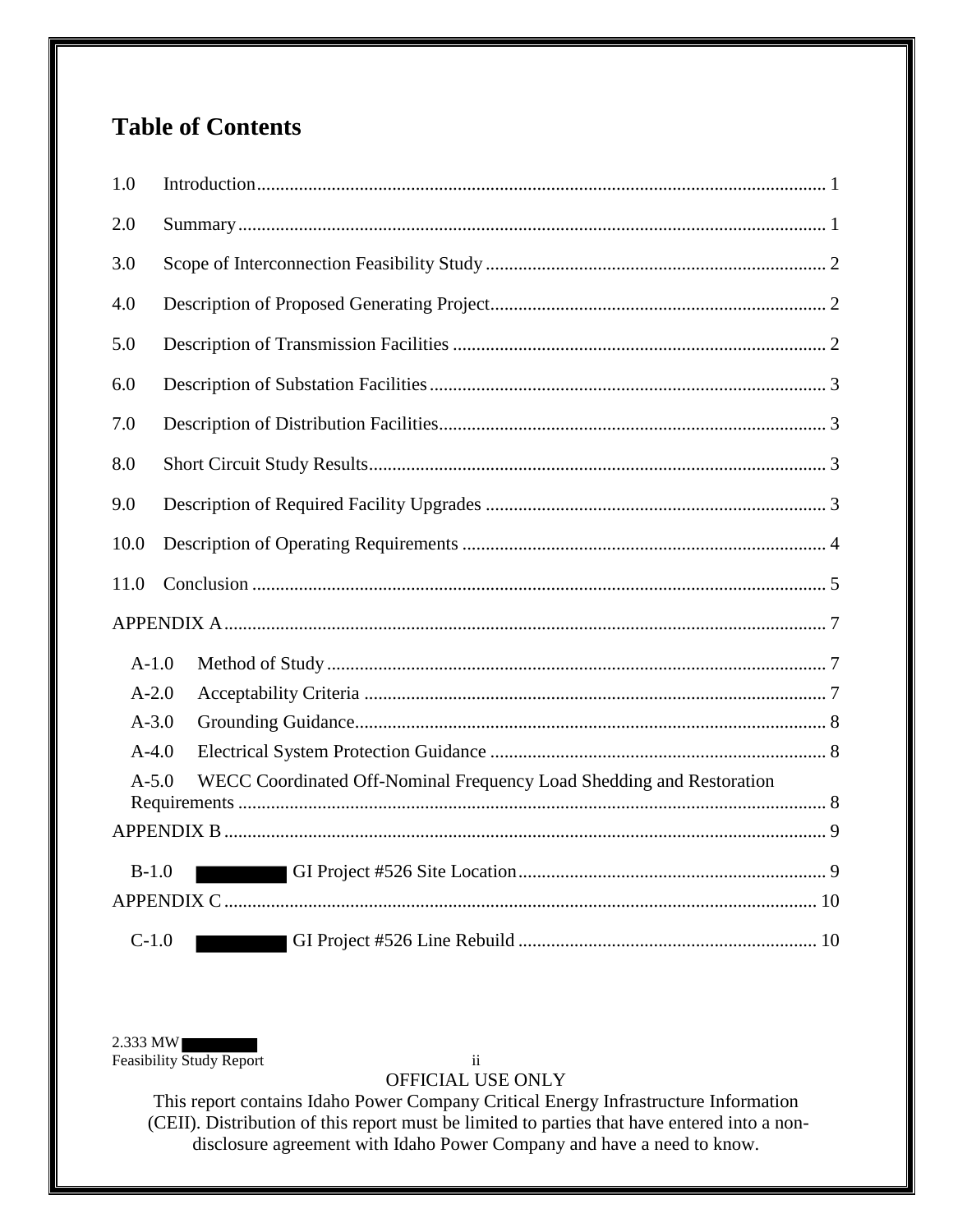# Table of Contents

1.0 Introduction ........................................................................................................ 1

2.0 Summary ............................................................................................................ 1

3.0 Scope of Interconnection Feasibility Study ........................................................ 2

4.0 Description of Proposed Generating Project....................................................... 2

5.0 Description of Transmission Facilities ............................................................... 2

6.0 Description of Substation Facilities.................................................................... 3

7.0 Description of Distribution Facilities.................................................................. 3

8.0 Short Circuit Study Results................................................................................. 3

9.0 Description of Required Facility Upgrades ........................................................ 3

10.0 Description of Operating Requirements ............................................................ 4

11.0 Conclusion ......................................................................................................... 5

APPENDIX A ............................................................................................................... 7

A-1.0 Method of Study ......................................................................................... 7

A-2.0 Acceptability Criteria ................................................................................. 7

A-3.0 Grounding Guidance................................................................................... 8

A-4.0 Electrical System Protection Guidance ...................................................... 8

A-5.0 WECC Coordinated Off-Nominal Frequency Load Shedding and Restoration Requirements ............................................................................................................ 8

APPENDIX B ............................................................................................................... 9

B-1.0 ████ GI Project #526 Site Location ................................................................ 9

APPENDIX C ............................................................................................................. 10

C-1.0 ████ GI Project #526 Line Rebuild ............................................................... 10

2.333 MW ████
Feasibility Study Report

OFFICIAL USE ONLY
This report contains Idaho Power Company Critical Energy Infrastructure Information (CEII). Distribution of this report must be limited to parties that have entered into a non-disclosure agreement with Idaho Power Company and have a need to know.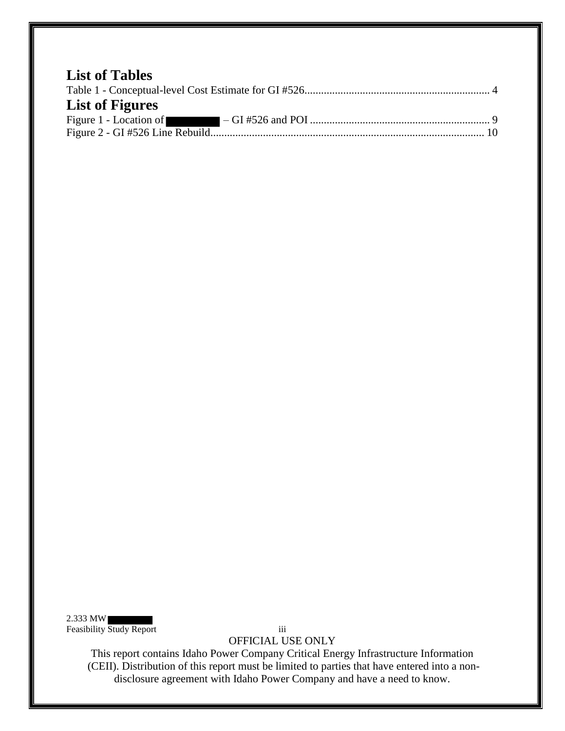## List of Tables

Table 1 - Conceptual-level Cost Estimate for GI #526 .................................................................. 4

## List of Figures

Figure 1 - Location of [REDACTED] – GI #526 and POI ................................................................ 9

Figure 2 - GI #526 Line Rebuild.................................................................................................. 10

OFFICIAL USE ONLY

This report contains Idaho Power Company Critical Energy Infrastructure Information (CEII). Distribution of this report must be limited to parties that have entered into a non-disclosure agreement with Idaho Power Company and have a need to know.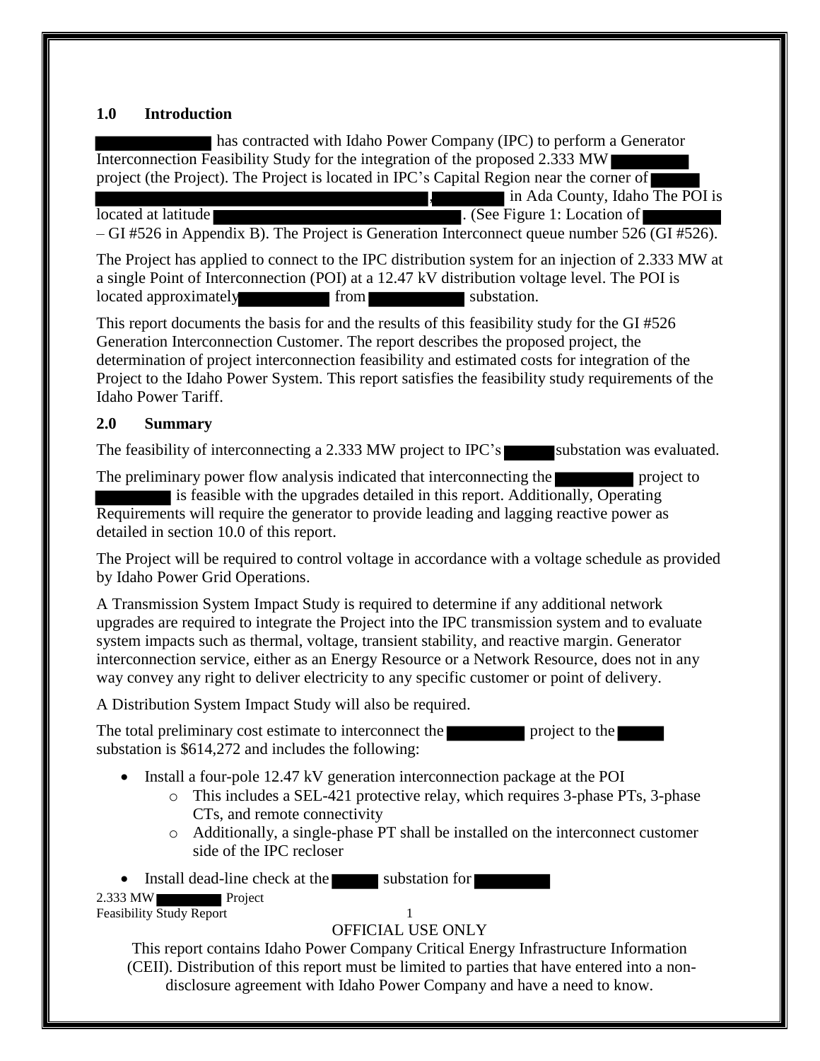## 1.0 Introduction

has contracted with Idaho Power Company (IPC) to perform a Generator Interconnection Feasibility Study for the integration of the proposed 2.333 MW project (the Project). The Project is located in IPC's Capital Region near the corner of , in Ada County, Idaho The POI is located at latitude . (See Figure 1: Location of – GI #526 in Appendix B). The Project is Generation Interconnect queue number 526 (GI #526).

The Project has applied to connect to the IPC distribution system for an injection of 2.333 MW at a single Point of Interconnection (POI) at a 12.47 kV distribution voltage level. The POI is located approximately from substation.

This report documents the basis for and the results of this feasibility study for the GI #526 Generation Interconnection Customer. The report describes the proposed project, the determination of project interconnection feasibility and estimated costs for integration of the Project to the Idaho Power System. This report satisfies the feasibility study requirements of the Idaho Power Tariff.

## 2.0 Summary

The feasibility of interconnecting a 2.333 MW project to IPC's substation was evaluated.

The preliminary power flow analysis indicated that interconnecting the project to is feasible with the upgrades detailed in this report. Additionally, Operating Requirements will require the generator to provide leading and lagging reactive power as detailed in section 10.0 of this report.

The Project will be required to control voltage in accordance with a voltage schedule as provided by Idaho Power Grid Operations.

A Transmission System Impact Study is required to determine if any additional network upgrades are required to integrate the Project into the IPC transmission system and to evaluate system impacts such as thermal, voltage, transient stability, and reactive margin. Generator interconnection service, either as an Energy Resource or a Network Resource, does not in any way convey any right to deliver electricity to any specific customer or point of delivery.

A Distribution System Impact Study will also be required.

The total preliminary cost estimate to interconnect the project to the substation is $614,272 and includes the following:

- Install a four-pole 12.47 kV generation interconnection package at the POI
  - This includes a SEL-421 protective relay, which requires 3-phase PTs, 3-phase CTs, and remote connectivity
  - Additionally, a single-phase PT shall be installed on the interconnect customer side of the IPC recloser
- Install dead-line check at the substation for

OFFICIAL USE ONLY

This report contains Idaho Power Company Critical Energy Infrastructure Information (CEII). Distribution of this report must be limited to parties that have entered into a non-disclosure agreement with Idaho Power Company and have a need to know.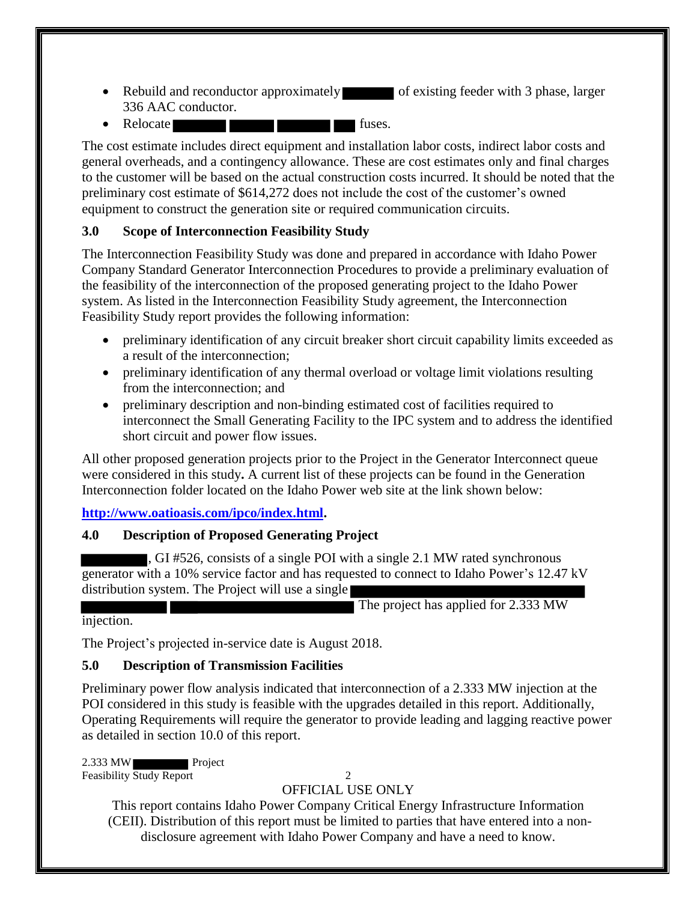- Rebuild and reconductor approximately ██████ of existing feeder with 3 phase, larger 336 AAC conductor.
- Relocate ██████ ██████ ██████ ██ fuses.

The cost estimate includes direct equipment and installation labor costs, indirect labor costs and general overheads, and a contingency allowance. These are cost estimates only and final charges to the customer will be based on the actual construction costs incurred. It should be noted that the preliminary cost estimate of $614,272 does not include the cost of the customer's owned equipment to construct the generation site or required communication circuits.

## 3.0 Scope of Interconnection Feasibility Study

The Interconnection Feasibility Study was done and prepared in accordance with Idaho Power Company Standard Generator Interconnection Procedures to provide a preliminary evaluation of the feasibility of the interconnection of the proposed generating project to the Idaho Power system. As listed in the Interconnection Feasibility Study agreement, the Interconnection Feasibility Study report provides the following information:

- preliminary identification of any circuit breaker short circuit capability limits exceeded as a result of the interconnection;
- preliminary identification of any thermal overload or voltage limit violations resulting from the interconnection; and
- preliminary description and non-binding estimated cost of facilities required to interconnect the Small Generating Facility to the IPC system and to address the identified short circuit and power flow issues.

All other proposed generation projects prior to the Project in the Generator Interconnect queue were considered in this study**.** A current list of these projects can be found in the Generation Interconnection folder located on the Idaho Power web site at the link shown below:

**http://www.oatioasis.com/ipco/index.html.**

## 4.0 Description of Proposed Generating Project

████████, GI #526, consists of a single POI with a single 2.1 MW rated synchronous generator with a 10% service factor and has requested to connect to Idaho Power's 12.47 kV distribution system. The Project will use a single ████████████████████████ ████████ ██ ████████████████ The project has applied for 2.333 MW injection.

The Project's projected in-service date is August 2018.

## 5.0 Description of Transmission Facilities

Preliminary power flow analysis indicated that interconnection of a 2.333 MW injection at the POI considered in this study is feasible with the upgrades detailed in this report. Additionally, Operating Requirements will require the generator to provide leading and lagging reactive power as detailed in section 10.0 of this report.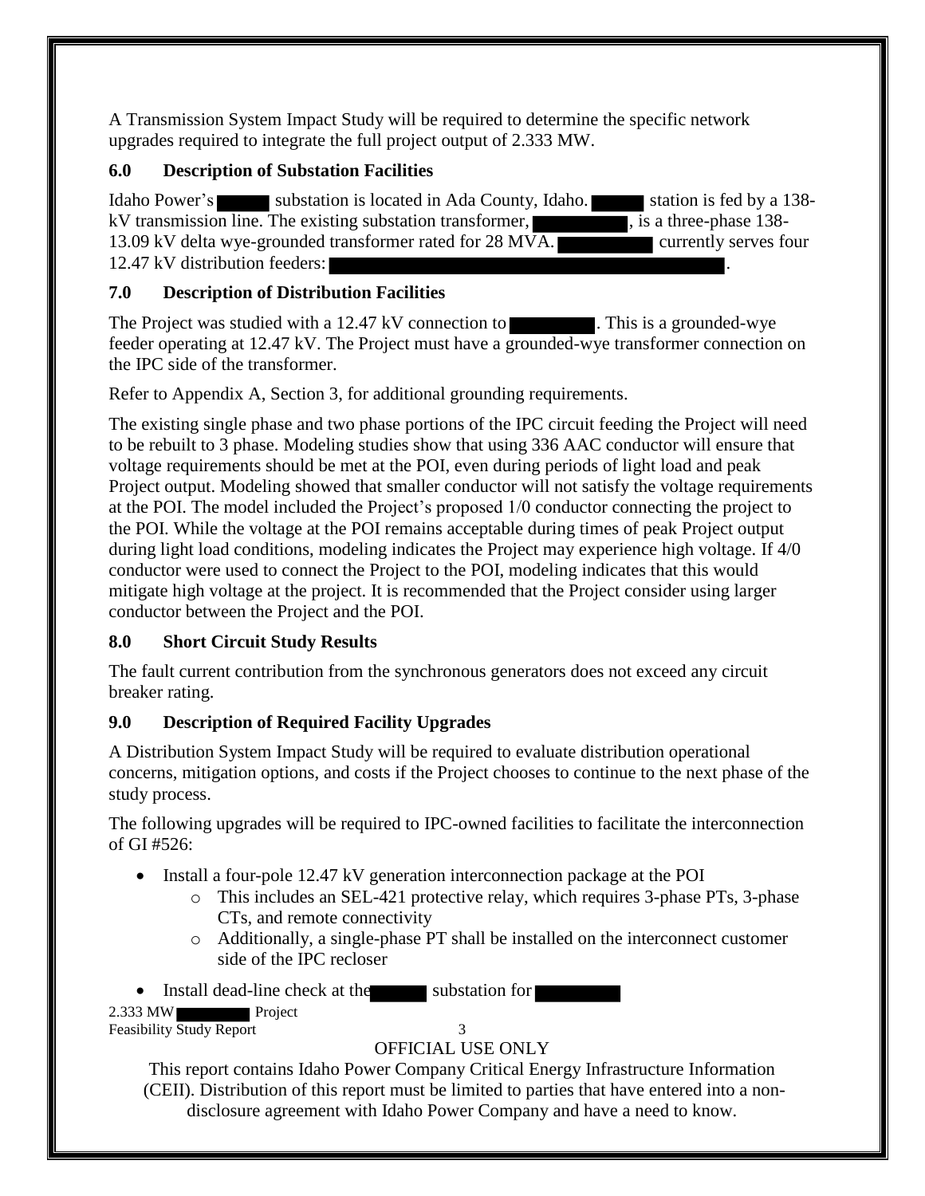A Transmission System Impact Study will be required to determine the specific network upgrades required to integrate the full project output of 2.333 MW.

## 6.0 Description of Substation Facilities

Idaho Power's ██████ substation is located in Ada County, Idaho. ██████ station is fed by a 138-kV transmission line. The existing substation transformer, ██████████, is a three-phase 138-13.09 kV delta wye-grounded transformer rated for 28 MVA. ██████████ currently serves four 12.47 kV distribution feeders: ████████████████████████████████████.

## 7.0 Description of Distribution Facilities

The Project was studied with a 12.47 kV connection to █████████. This is a grounded-wye feeder operating at 12.47 kV. The Project must have a grounded-wye transformer connection on the IPC side of the transformer.

Refer to Appendix A, Section 3, for additional grounding requirements.

The existing single phase and two phase portions of the IPC circuit feeding the Project will need to be rebuilt to 3 phase. Modeling studies show that using 336 AAC conductor will ensure that voltage requirements should be met at the POI, even during periods of light load and peak Project output. Modeling showed that smaller conductor will not satisfy the voltage requirements at the POI. The model included the Project's proposed 1/0 conductor connecting the project to the POI. While the voltage at the POI remains acceptable during times of peak Project output during light load conditions, modeling indicates the Project may experience high voltage. If 4/0 conductor were used to connect the Project to the POI, modeling indicates that this would mitigate high voltage at the project. It is recommended that the Project consider using larger conductor between the Project and the POI.

## 8.0 Short Circuit Study Results

The fault current contribution from the synchronous generators does not exceed any circuit breaker rating.

## 9.0 Description of Required Facility Upgrades

A Distribution System Impact Study will be required to evaluate distribution operational concerns, mitigation options, and costs if the Project chooses to continue to the next phase of the study process.

The following upgrades will be required to IPC-owned facilities to facilitate the interconnection of GI #526:

- Install a four-pole 12.47 kV generation interconnection package at the POI
  - This includes an SEL-421 protective relay, which requires 3-phase PTs, 3-phase CTs, and remote connectivity
  - Additionally, a single-phase PT shall be installed on the interconnect customer side of the IPC recloser
- Install dead-line check at the ██████ substation for █████████

OFFICIAL USE ONLY

This report contains Idaho Power Company Critical Energy Infrastructure Information (CEII). Distribution of this report must be limited to parties that have entered into a non-disclosure agreement with Idaho Power Company and have a need to know.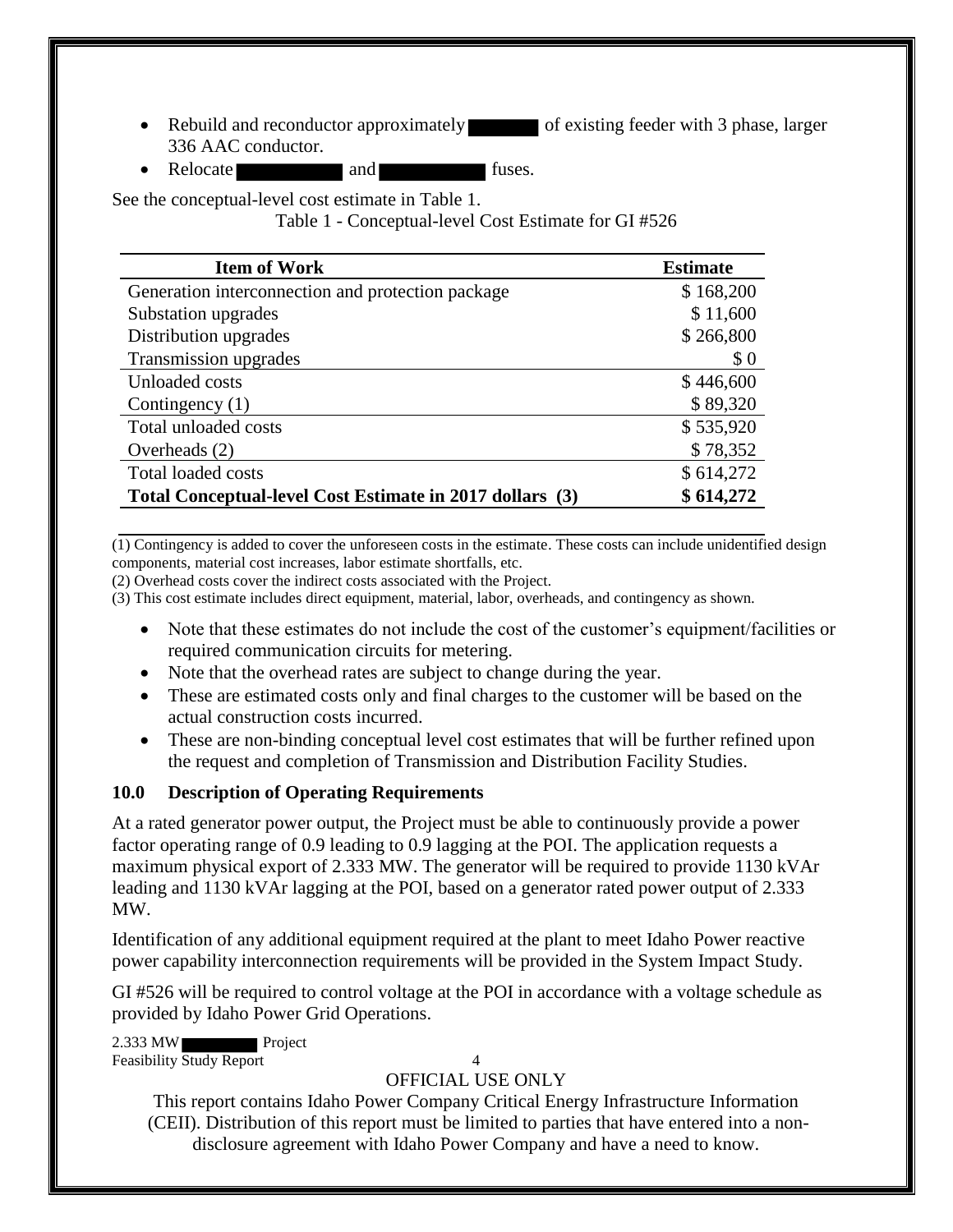- Rebuild and reconductor approximately ██████ of existing feeder with 3 phase, larger 336 AAC conductor.
- Relocate ██████ and ██████ fuses.

See the conceptual-level cost estimate in Table 1.

Table 1 - Conceptual-level Cost Estimate for GI #526

| Item of Work | Estimate |
|---|---:|
| Generation interconnection and protection package | \$ 168,200 |
| Substation upgrades | \$ 11,600 |
| Distribution upgrades | \$ 266,800 |
| Transmission upgrades | \$ 0 |
| Unloaded costs | \$ 446,600 |
| Contingency (1) | \$ 89,320 |
| Total unloaded costs | \$ 535,920 |
| Overheads (2) | \$ 78,352 |
| Total loaded costs | \$ 614,272 |
| **Total Conceptual-level Cost Estimate in 2017 dollars (3)** | **\$ 614,272** |

(1) Contingency is added to cover the unforeseen costs in the estimate. These costs can include unidentified design components, material cost increases, labor estimate shortfalls, etc.
(2) Overhead costs cover the indirect costs associated with the Project.
(3) This cost estimate includes direct equipment, material, labor, overheads, and contingency as shown.

- Note that these estimates do not include the cost of the customer's equipment/facilities or required communication circuits for metering.
- Note that the overhead rates are subject to change during the year.
- These are estimated costs only and final charges to the customer will be based on the actual construction costs incurred.
- These are non-binding conceptual level cost estimates that will be further refined upon the request and completion of Transmission and Distribution Facility Studies.

## 10.0 Description of Operating Requirements

At a rated generator power output, the Project must be able to continuously provide a power factor operating range of 0.9 leading to 0.9 lagging at the POI. The application requests a maximum physical export of 2.333 MW. The generator will be required to provide 1130 kVAr leading and 1130 kVAr lagging at the POI, based on a generator rated power output of 2.333 MW.

Identification of any additional equipment required at the plant to meet Idaho Power reactive power capability interconnection requirements will be provided in the System Impact Study.

GI #526 will be required to control voltage at the POI in accordance with a voltage schedule as provided by Idaho Power Grid Operations.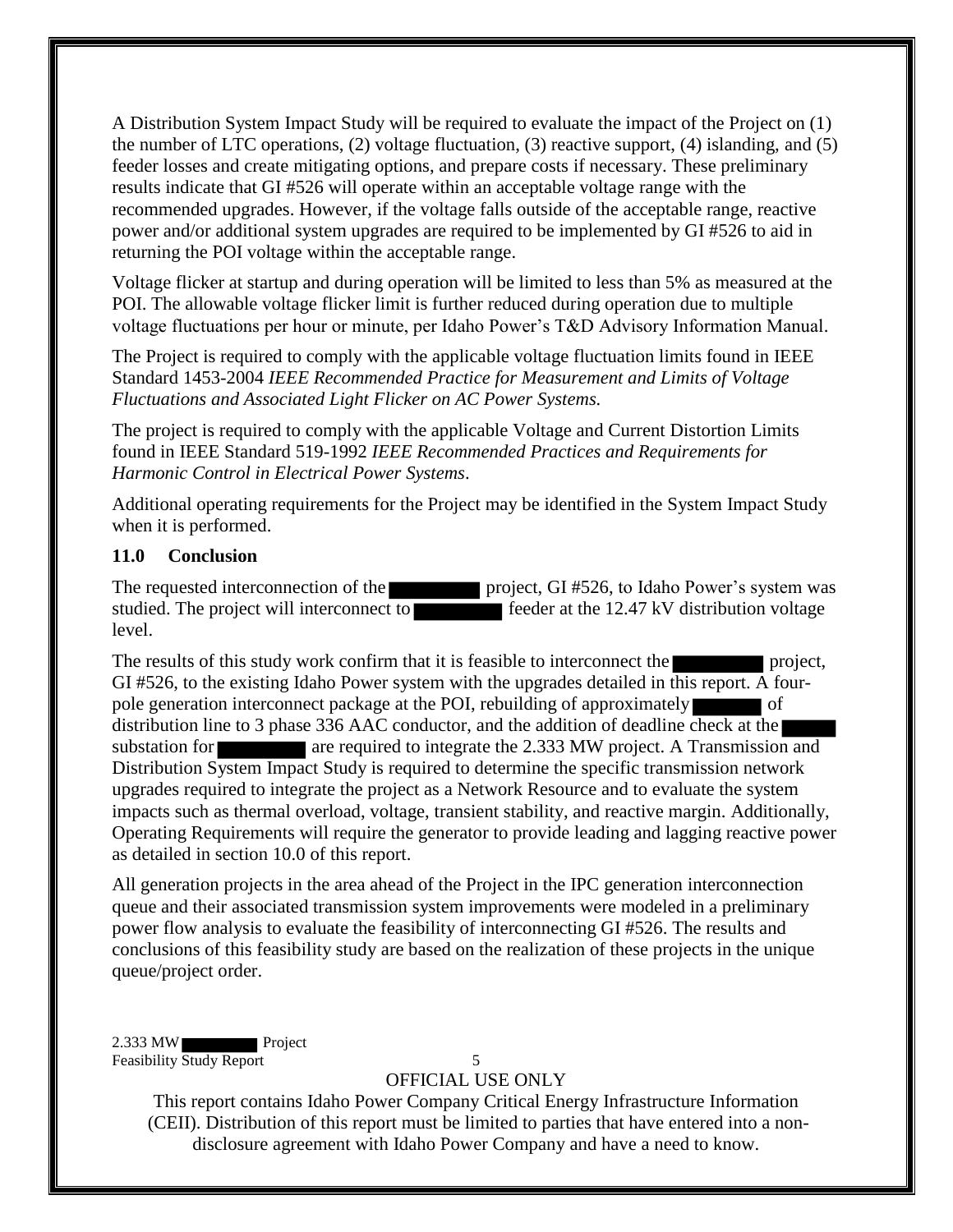A Distribution System Impact Study will be required to evaluate the impact of the Project on (1) the number of LTC operations, (2) voltage fluctuation, (3) reactive support, (4) islanding, and (5) feeder losses and create mitigating options, and prepare costs if necessary. These preliminary results indicate that GI #526 will operate within an acceptable voltage range with the recommended upgrades. However, if the voltage falls outside of the acceptable range, reactive power and/or additional system upgrades are required to be implemented by GI #526 to aid in returning the POI voltage within the acceptable range.

Voltage flicker at startup and during operation will be limited to less than 5% as measured at the POI. The allowable voltage flicker limit is further reduced during operation due to multiple voltage fluctuations per hour or minute, per Idaho Power's T&D Advisory Information Manual.

The Project is required to comply with the applicable voltage fluctuation limits found in IEEE Standard 1453-2004 *IEEE Recommended Practice for Measurement and Limits of Voltage Fluctuations and Associated Light Flicker on AC Power Systems.*

The project is required to comply with the applicable Voltage and Current Distortion Limits found in IEEE Standard 519-1992 *IEEE Recommended Practices and Requirements for Harmonic Control in Electrical Power Systems*.

Additional operating requirements for the Project may be identified in the System Impact Study when it is performed.

## 11.0 Conclusion

The requested interconnection of the ████████ project, GI #526, to Idaho Power's system was studied. The project will interconnect to ████████ feeder at the 12.47 kV distribution voltage level.

The results of this study work confirm that it is feasible to interconnect the ████████ project, GI #526, to the existing Idaho Power system with the upgrades detailed in this report. A four-pole generation interconnect package at the POI, rebuilding of approximately ██████ of distribution line to 3 phase 336 AAC conductor, and the addition of deadline check at the █████ substation for ████████ are required to integrate the 2.333 MW project. A Transmission and Distribution System Impact Study is required to determine the specific transmission network upgrades required to integrate the project as a Network Resource and to evaluate the system impacts such as thermal overload, voltage, transient stability, and reactive margin. Additionally, Operating Requirements will require the generator to provide leading and lagging reactive power as detailed in section 10.0 of this report.

All generation projects in the area ahead of the Project in the IPC generation interconnection queue and their associated transmission system improvements were modeled in a preliminary power flow analysis to evaluate the feasibility of interconnecting GI #526. The results and conclusions of this feasibility study are based on the realization of these projects in the unique queue/project order.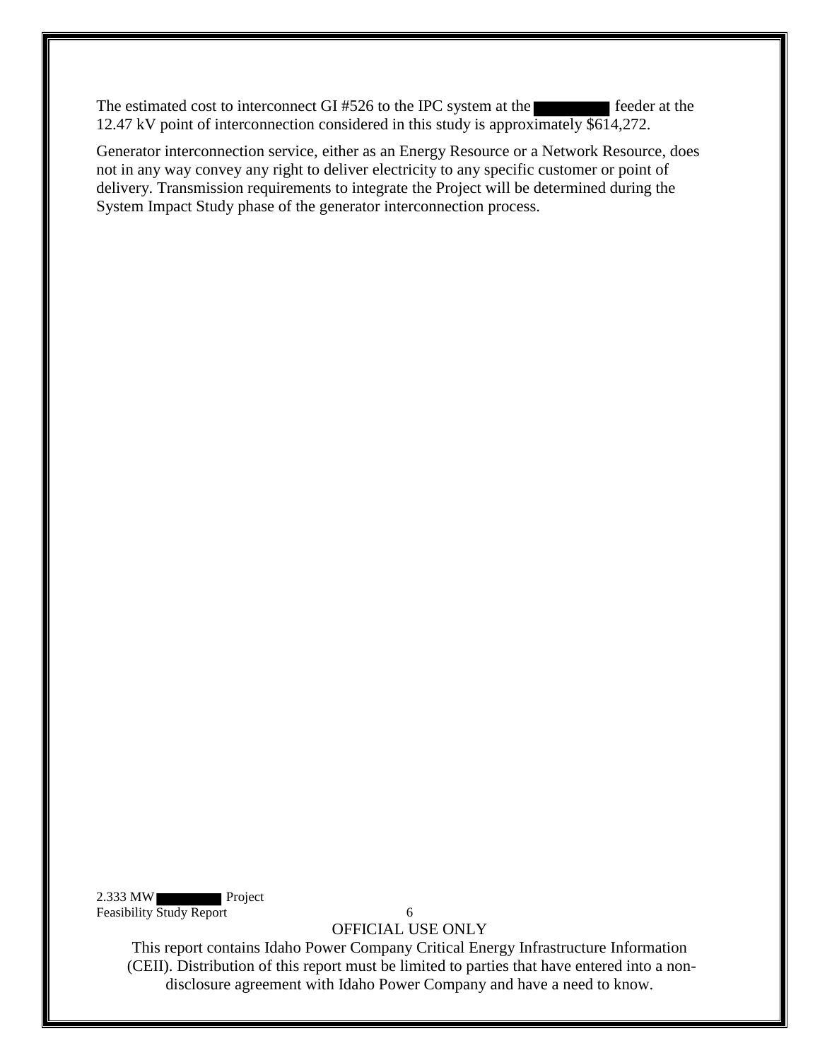The estimated cost to interconnect GI #526 to the IPC system at the ████ feeder at the 12.47 kV point of interconnection considered in this study is approximately $614,272.

Generator interconnection service, either as an Energy Resource or a Network Resource, does not in any way convey any right to deliver electricity to any specific customer or point of delivery. Transmission requirements to integrate the Project will be determined during the System Impact Study phase of the generator interconnection process.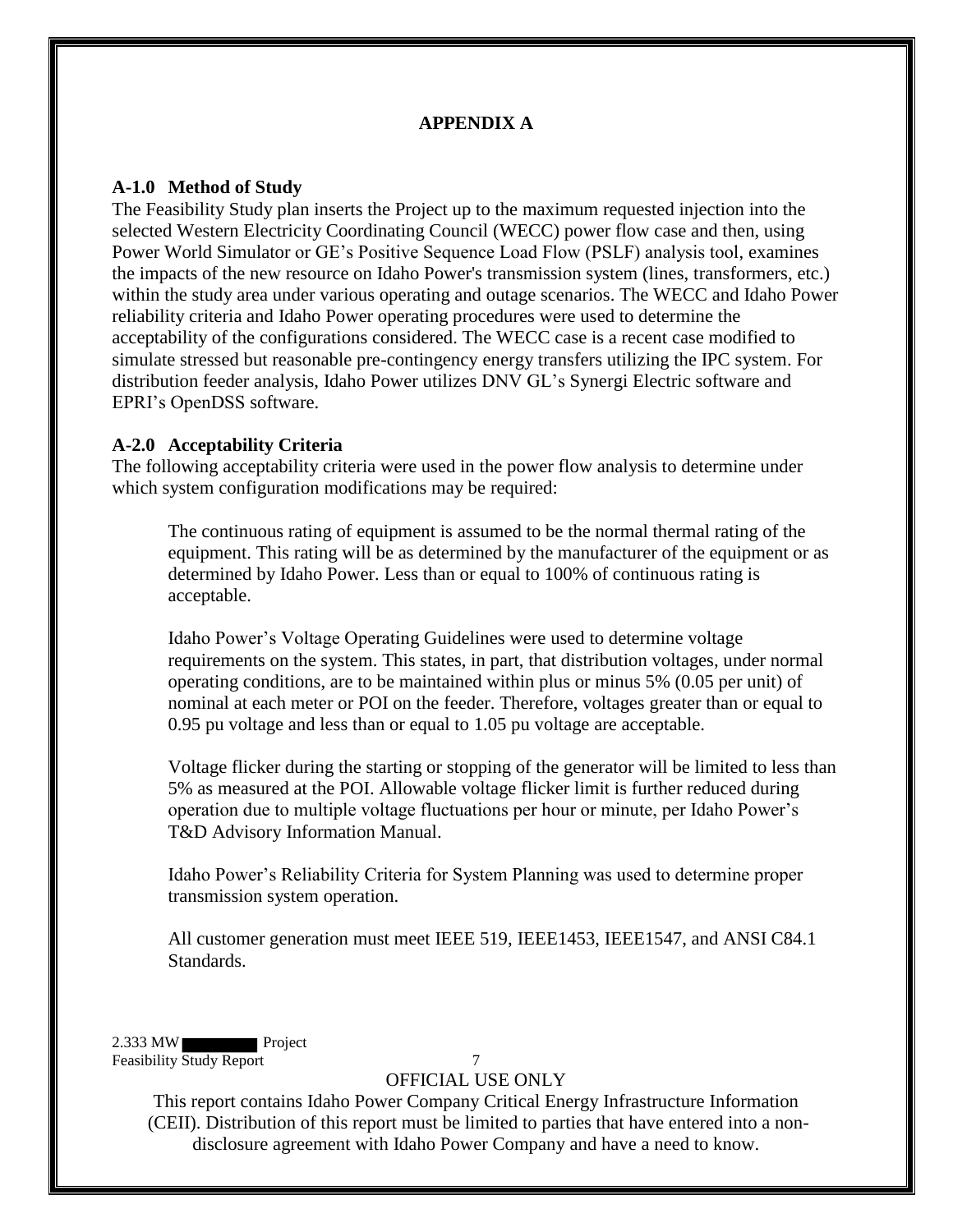## APPENDIX A

### A-1.0 Method of Study

The Feasibility Study plan inserts the Project up to the maximum requested injection into the selected Western Electricity Coordinating Council (WECC) power flow case and then, using Power World Simulator or GE's Positive Sequence Load Flow (PSLF) analysis tool, examines the impacts of the new resource on Idaho Power's transmission system (lines, transformers, etc.) within the study area under various operating and outage scenarios. The WECC and Idaho Power reliability criteria and Idaho Power operating procedures were used to determine the acceptability of the configurations considered. The WECC case is a recent case modified to simulate stressed but reasonable pre-contingency energy transfers utilizing the IPC system. For distribution feeder analysis, Idaho Power utilizes DNV GL's Synergi Electric software and EPRI's OpenDSS software.

### A-2.0 Acceptability Criteria

The following acceptability criteria were used in the power flow analysis to determine under which system configuration modifications may be required:

> The continuous rating of equipment is assumed to be the normal thermal rating of the equipment. This rating will be as determined by the manufacturer of the equipment or as determined by Idaho Power. Less than or equal to 100% of continuous rating is acceptable.
>
> Idaho Power's Voltage Operating Guidelines were used to determine voltage requirements on the system. This states, in part, that distribution voltages, under normal operating conditions, are to be maintained within plus or minus 5% (0.05 per unit) of nominal at each meter or POI on the feeder. Therefore, voltages greater than or equal to 0.95 pu voltage and less than or equal to 1.05 pu voltage are acceptable.
>
> Voltage flicker during the starting or stopping of the generator will be limited to less than 5% as measured at the POI. Allowable voltage flicker limit is further reduced during operation due to multiple voltage fluctuations per hour or minute, per Idaho Power's T&D Advisory Information Manual.
>
> Idaho Power's Reliability Criteria for System Planning was used to determine proper transmission system operation.
>
> All customer generation must meet IEEE 519, IEEE1453, IEEE1547, and ANSI C84.1 Standards.

OFFICIAL USE ONLY

This report contains Idaho Power Company Critical Energy Infrastructure Information (CEII). Distribution of this report must be limited to parties that have entered into a non-disclosure agreement with Idaho Power Company and have a need to know.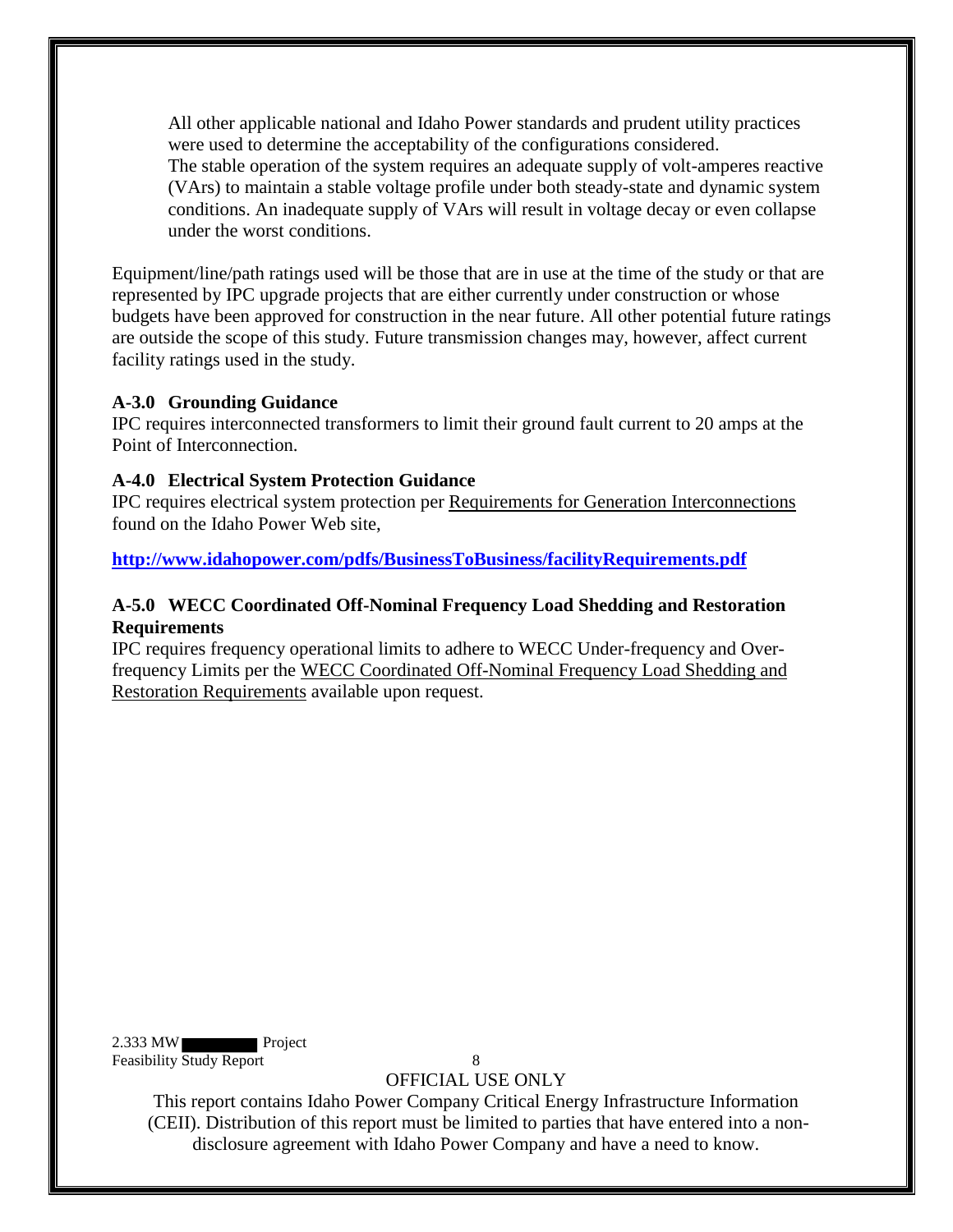All other applicable national and Idaho Power standards and prudent utility practices were used to determine the acceptability of the configurations considered.
The stable operation of the system requires an adequate supply of volt-amperes reactive (VArs) to maintain a stable voltage profile under both steady-state and dynamic system conditions. An inadequate supply of VArs will result in voltage decay or even collapse under the worst conditions.

Equipment/line/path ratings used will be those that are in use at the time of the study or that are represented by IPC upgrade projects that are either currently under construction or whose budgets have been approved for construction in the near future. All other potential future ratings are outside the scope of this study. Future transmission changes may, however, affect current facility ratings used in the study.

### A-3.0 Grounding Guidance

IPC requires interconnected transformers to limit their ground fault current to 20 amps at the Point of Interconnection.

### A-4.0 Electrical System Protection Guidance

IPC requires electrical system protection per Requirements for Generation Interconnections found on the Idaho Power Web site,

**http://www.idahopower.com/pdfs/BusinessToBusiness/facilityRequirements.pdf**

### A-5.0 WECC Coordinated Off-Nominal Frequency Load Shedding and Restoration Requirements

IPC requires frequency operational limits to adhere to WECC Under-frequency and Over-frequency Limits per the WECC Coordinated Off-Nominal Frequency Load Shedding and Restoration Requirements available upon request.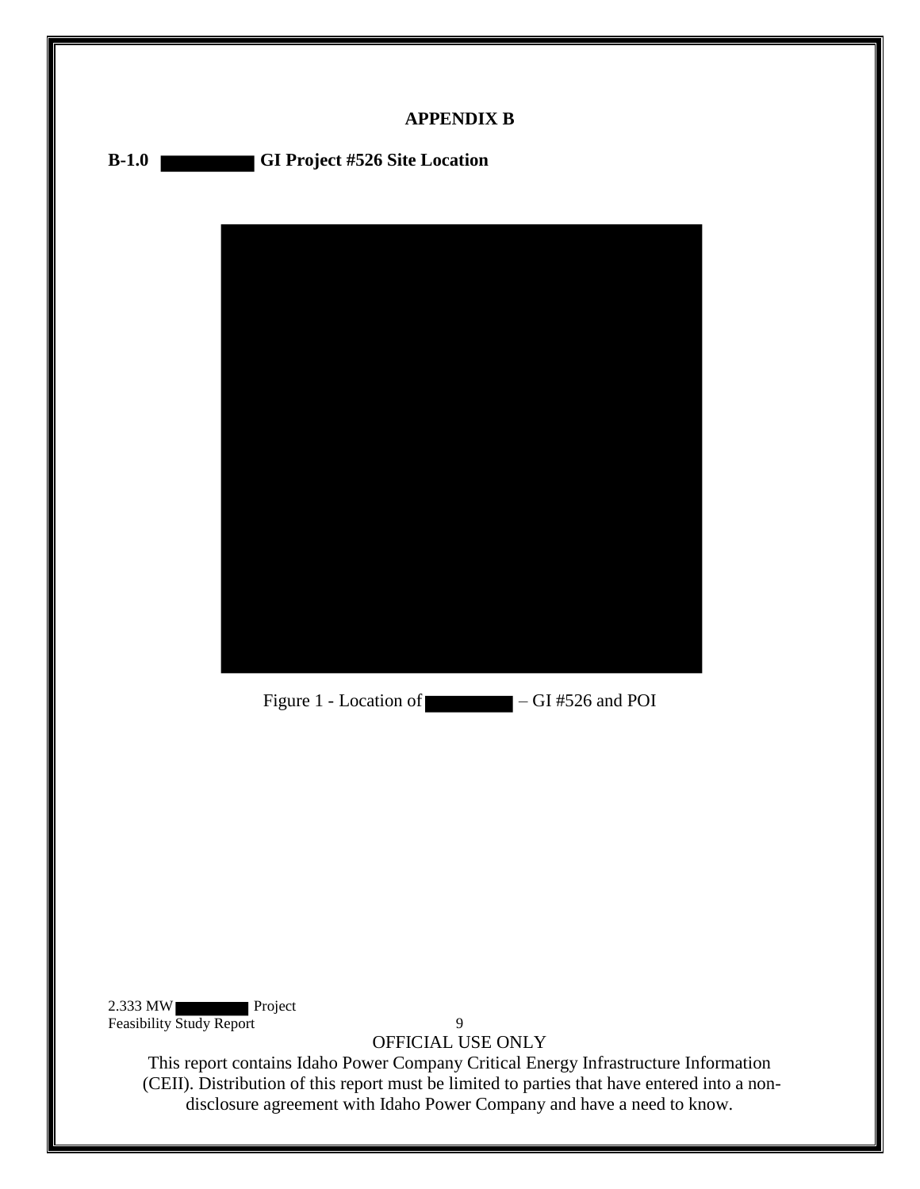# APPENDIX B

## B-1.0 GI Project #526 Site Location

Figure 1 - Location of – GI #526 and POI

OFFICIAL USE ONLY

This report contains Idaho Power Company Critical Energy Infrastructure Information (CEII). Distribution of this report must be limited to parties that have entered into a non-disclosure agreement with Idaho Power Company and have a need to know.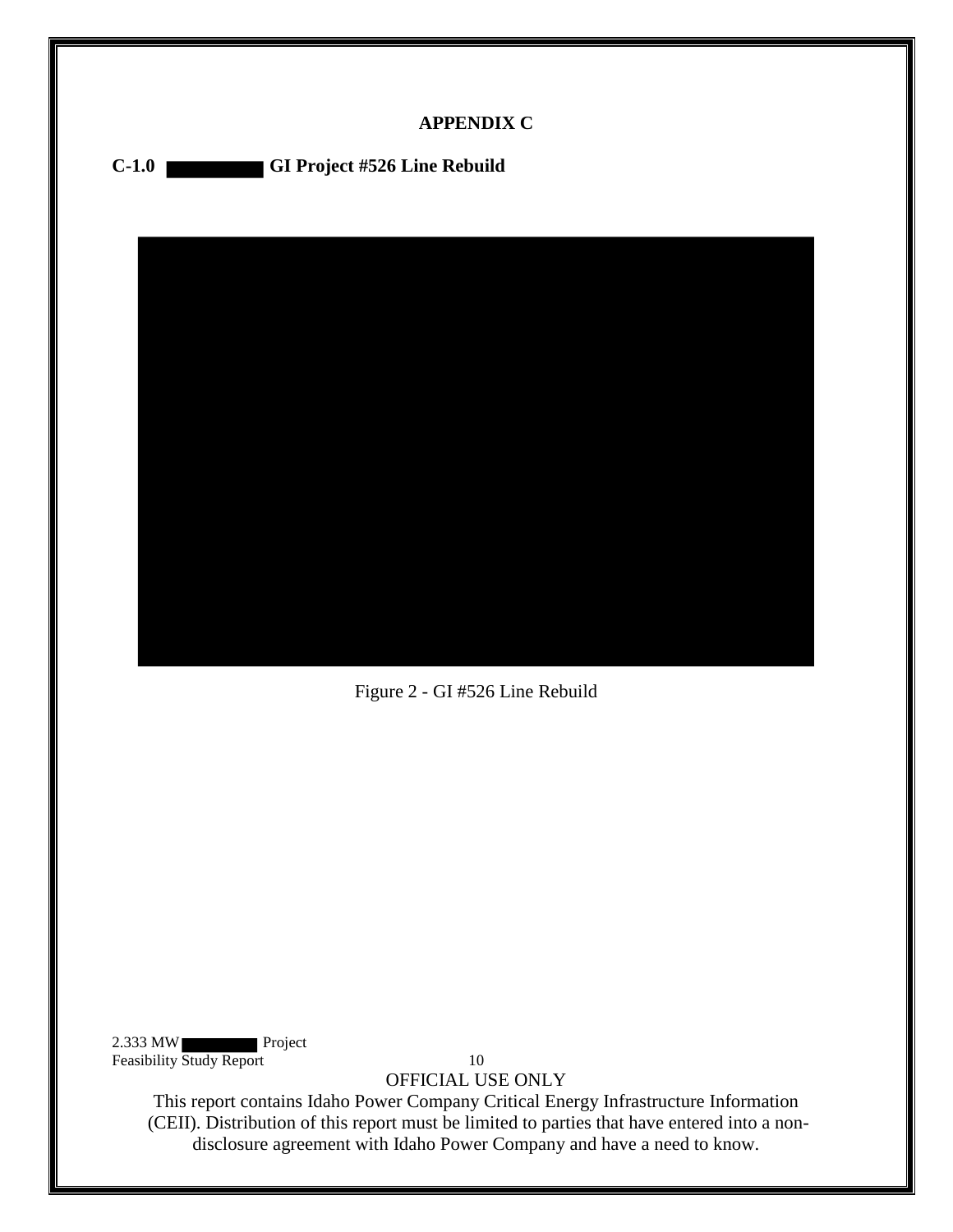# APPENDIX C

## C-1.0 GI Project #526 Line Rebuild

Figure 2 - GI #526 Line Rebuild

OFFICIAL USE ONLY

This report contains Idaho Power Company Critical Energy Infrastructure Information (CEII). Distribution of this report must be limited to parties that have entered into a non-disclosure agreement with Idaho Power Company and have a need to know.